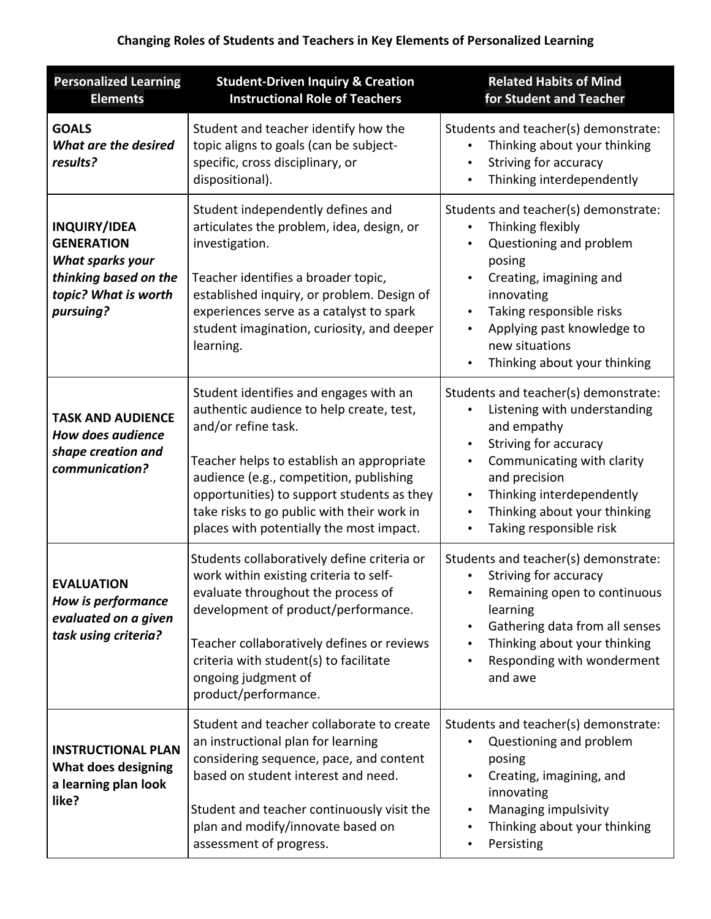**Changing Roles of Students and Teachers in Key Elements of Personalized Learning**

| Personalized Learning Elements | Student-Driven Inquiry & Creation Instructional Role of Teachers | Related Habits of Mind for Student and Teacher |
|---|---|---|
| **GOALS** ***What are the desired results?*** | Student and teacher identify how the topic aligns to goals (can be subject-specific, cross disciplinary, or dispositional). | Students and teacher(s) demonstrate: <br>• Thinking about your thinking <br>• Striving for accuracy <br>• Thinking interdependently |
| **INQUIRY/IDEA GENERATION** ***What sparks your thinking based on the topic? What is worth pursuing?*** | Student independently defines and articulates the problem, idea, design, or investigation. <br><br>Teacher identifies a broader topic, established inquiry, or problem. Design of experiences serve as a catalyst to spark student imagination, curiosity, and deeper learning. | Students and teacher(s) demonstrate: <br>• Thinking flexibly <br>• Questioning and problem posing <br>• Creating, imagining and innovating <br>• Taking responsible risks <br>• Applying past knowledge to new situations <br>• Thinking about your thinking |
| **TASK AND AUDIENCE** ***How does audience shape creation and communication?*** | Student identifies and engages with an authentic audience to help create, test, and/or refine task. <br><br>Teacher helps to establish an appropriate audience (e.g., competition, publishing opportunities) to support students as they take risks to go public with their work in places with potentially the most impact. | Students and teacher(s) demonstrate: <br>• Listening with understanding and empathy <br>• Striving for accuracy <br>• Communicating with clarity and precision <br>• Thinking interdependently <br>• Thinking about your thinking <br>• Taking responsible risk |
| **EVALUATION** ***How is performance evaluated on a given task using criteria?*** | Students collaboratively define criteria or work within existing criteria to self-evaluate throughout the process of development of product/performance. <br><br>Teacher collaboratively defines or reviews criteria with student(s) to facilitate ongoing judgment of product/performance. | Students and teacher(s) demonstrate: <br>• Striving for accuracy <br>• Remaining open to continuous learning <br>• Gathering data from all senses <br>• Thinking about your thinking <br>• Responding with wonderment and awe |
| **INSTRUCTIONAL PLAN** **What does designing a learning plan look like?** | Student and teacher collaborate to create an instructional plan for learning considering sequence, pace, and content based on student interest and need. <br><br>Student and teacher continuously visit the plan and modify/innovate based on assessment of progress. | Students and teacher(s) demonstrate: <br>• Questioning and problem posing <br>• Creating, imagining, and innovating <br>• Managing impulsivity <br>• Thinking about your thinking <br>• Persisting |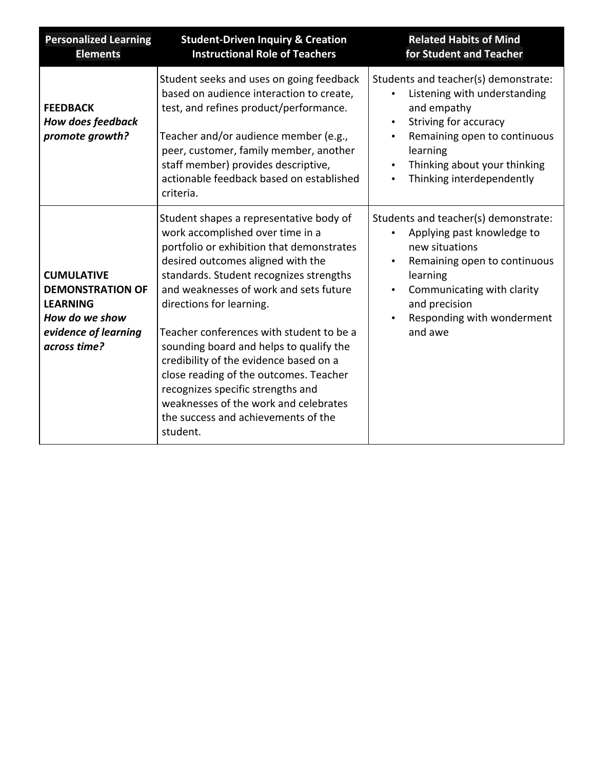| Personalized Learning Elements | Student-Driven Inquiry & Creation Instructional Role of Teachers | Related Habits of Mind for Student and Teacher |
|---|---|---|
| **FEEDBACK** ***How does feedback promote growth?*** | Student seeks and uses on going feedback based on audience interaction to create, test, and refines product/performance.<br><br>Teacher and/or audience member (e.g., peer, customer, family member, another staff member) provides descriptive, actionable feedback based on established criteria. | Students and teacher(s) demonstrate:<br>• Listening with understanding and empathy<br>• Striving for accuracy<br>• Remaining open to continuous learning<br>• Thinking about your thinking<br>• Thinking interdependently |
| **CUMULATIVE DEMONSTRATION OF LEARNING** ***How do we show evidence of learning across time?*** | Student shapes a representative body of work accomplished over time in a portfolio or exhibition that demonstrates desired outcomes aligned with the standards. Student recognizes strengths and weaknesses of work and sets future directions for learning.<br><br>Teacher conferences with student to be a sounding board and helps to qualify the credibility of the evidence based on a close reading of the outcomes. Teacher recognizes specific strengths and weaknesses of the work and celebrates the success and achievements of the student. | Students and teacher(s) demonstrate:<br>• Applying past knowledge to new situations<br>• Remaining open to continuous learning<br>• Communicating with clarity and precision<br>• Responding with wonderment and awe |